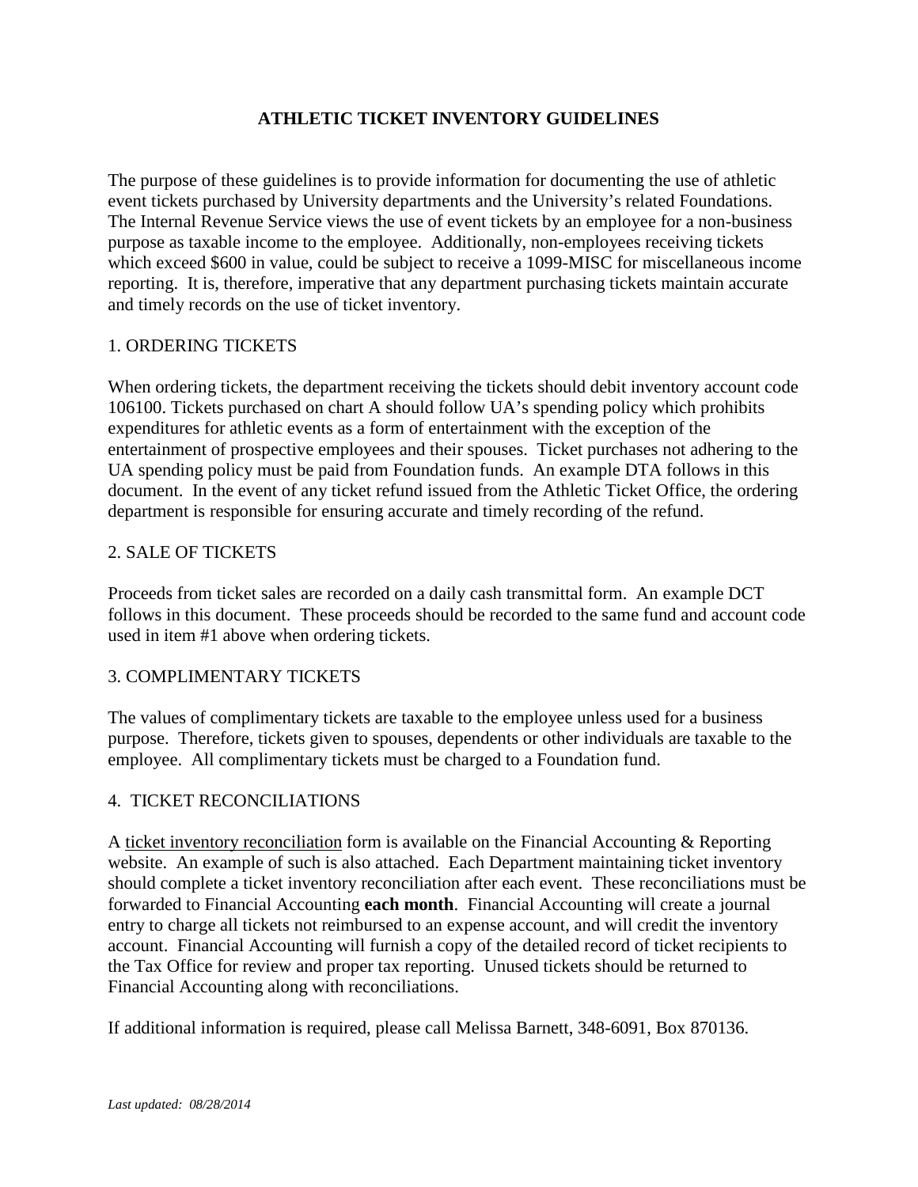# ATHLETIC TICKET INVENTORY GUIDELINES

The purpose of these guidelines is to provide information for documenting the use of athletic event tickets purchased by University departments and the University's related Foundations. The Internal Revenue Service views the use of event tickets by an employee for a non-business purpose as taxable income to the employee. Additionally, non-employees receiving tickets which exceed $600 in value, could be subject to receive a 1099-MISC for miscellaneous income reporting. It is, therefore, imperative that any department purchasing tickets maintain accurate and timely records on the use of ticket inventory.

## 1. ORDERING TICKETS

When ordering tickets, the department receiving the tickets should debit inventory account code 106100. Tickets purchased on chart A should follow UA's spending policy which prohibits expenditures for athletic events as a form of entertainment with the exception of the entertainment of prospective employees and their spouses. Ticket purchases not adhering to the UA spending policy must be paid from Foundation funds. An example DTA follows in this document. In the event of any ticket refund issued from the Athletic Ticket Office, the ordering department is responsible for ensuring accurate and timely recording of the refund.

## 2. SALE OF TICKETS

Proceeds from ticket sales are recorded on a daily cash transmittal form. An example DCT follows in this document. These proceeds should be recorded to the same fund and account code used in item #1 above when ordering tickets.

## 3. COMPLIMENTARY TICKETS

The values of complimentary tickets are taxable to the employee unless used for a business purpose. Therefore, tickets given to spouses, dependents or other individuals are taxable to the employee. All complimentary tickets must be charged to a Foundation fund.

## 4. TICKET RECONCILIATIONS

A ticket inventory reconciliation form is available on the Financial Accounting & Reporting website. An example of such is also attached. Each Department maintaining ticket inventory should complete a ticket inventory reconciliation after each event. These reconciliations must be forwarded to Financial Accounting **each month**. Financial Accounting will create a journal entry to charge all tickets not reimbursed to an expense account, and will credit the inventory account. Financial Accounting will furnish a copy of the detailed record of ticket recipients to the Tax Office for review and proper tax reporting. Unused tickets should be returned to Financial Accounting along with reconciliations.

If additional information is required, please call Melissa Barnett, 348-6091, Box 870136.

*Last updated: 08/28/2014*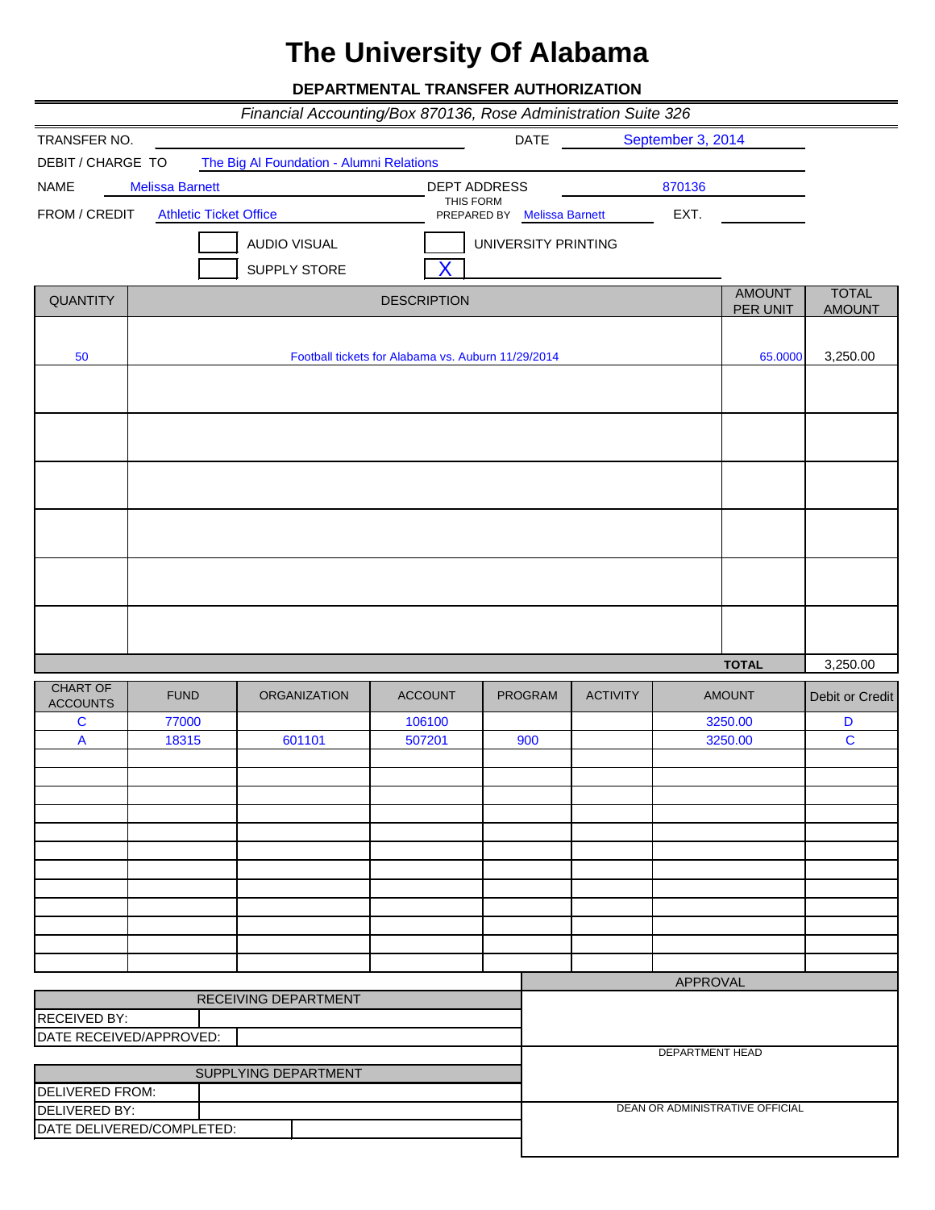# The University Of Alabama

**DEPARTMENTAL TRANSFER AUTHORIZATION**

*Financial Accounting/Box 870136, Rose Administration Suite 326*

TRANSFER NO. ____________ DATE September 3, 2014

DEBIT / CHARGE TO The Big Al Foundation - Alumni Relations

NAME Melissa Barnett DEPT ADDRESS 870136

FROM / CREDIT Athletic Ticket Office THIS FORM PREPARED BY Melissa Barnett EXT. ____________

[ ] AUDIO VISUAL [ ] UNIVERSITY PRINTING

[ ] SUPPLY STORE [X] ____________

| QUANTITY | DESCRIPTION | AMOUNT PER UNIT | TOTAL AMOUNT |
|---|---|---|---|
| 50 | Football tickets for Alabama vs. Auburn 11/29/2014 | 65.0000 | 3,250.00 |
| | | | |
| | | | |
| | | | |
| | | | |
| | | | |
| | | | |
| | | **TOTAL** | 3,250.00 |

| CHART OF ACCOUNTS | FUND | ORGANIZATION | ACCOUNT | PROGRAM | ACTIVITY | AMOUNT | Debit or Credit |
|---|---|---|---|---|---|---|---|
| C | 77000 | | 106100 | | | 3250.00 | D |
| A | 18315 | 601101 | 507201 | 900 | | 3250.00 | C |

| RECEIVING DEPARTMENT | |
|---|---|
| RECEIVED BY: | |
| DATE RECEIVED/APPROVED: | |

| SUPPLYING DEPARTMENT | |
|---|---|
| DELIVERED FROM: | |
| DELIVERED BY: | |
| DATE DELIVERED/COMPLETED: | |

| APPROVAL |
|---|
| DEPARTMENT HEAD |
| DEAN OR ADMINISTRATIVE OFFICIAL |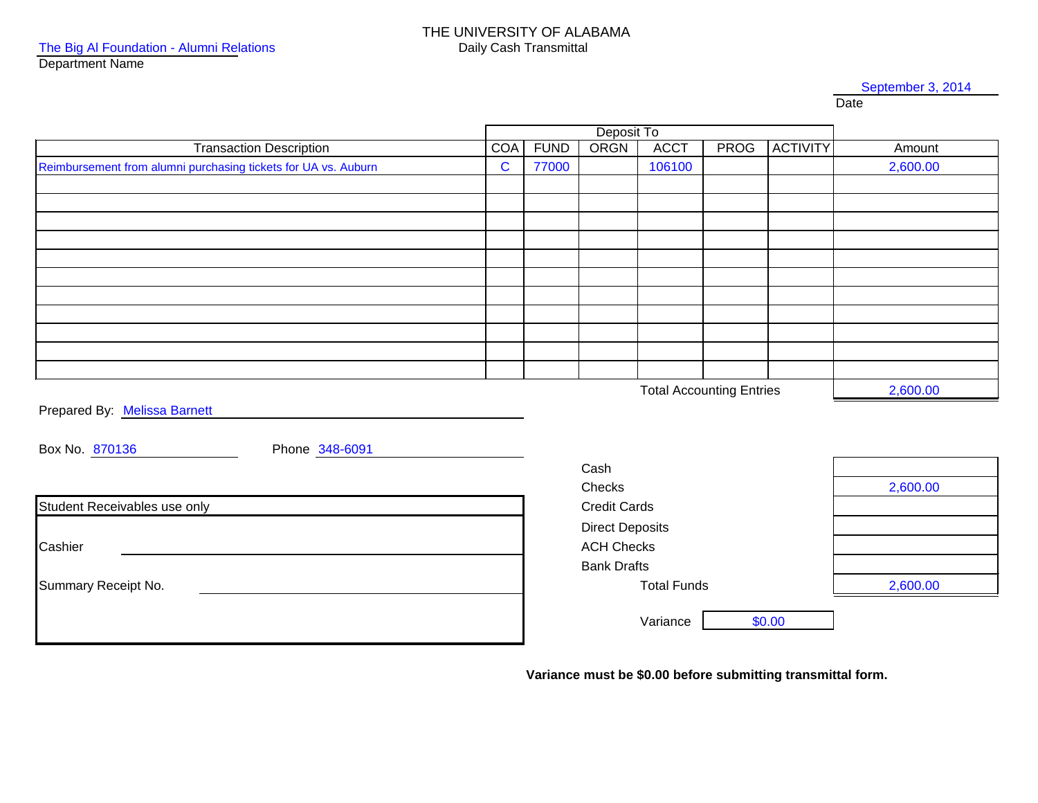The Big Al Foundation - Alumni Relations
Department Name

# THE UNIVERSITY OF ALABAMA
## Daily Cash Transmittal

September 3, 2014
Date

| Transaction Description | Deposit To | | | | | | Amount |
|---|---|---|---|---|---|---|---|
| | COA | FUND | ORGN | ACCT | PROG | ACTIVITY | |
| Reimbursement from alumni purchasing tickets for UA vs. Auburn | C | 77000 | | 106100 | | | 2,600.00 |
| | | | | | | | |
| | | | | | | | |
| | | | | | | | |
| | | | | | | | |
| | | | | | | | |
| | | | | | | | |
| | | | | | | | |
| | | | | | | | |
| | | | | | | | |
| | | | | | | | |
| | | | | | | | |
| | | | | | | Total Accounting Entries | 2,600.00 |

Prepared By: Melissa Barnett

Box No. 870136 Phone 348-6091

| | |
|---|---|
| Cash | |
| Checks | 2,600.00 |
| Credit Cards | |
| Direct Deposits | |
| ACH Checks | |
| Bank Drafts | |
| Total Funds | 2,600.00 |

Variance $0.00

Student Receivables use only

Cashier ____________________

Summary Receipt No. ____________________

**Variance must be $0.00 before submitting transmittal form.**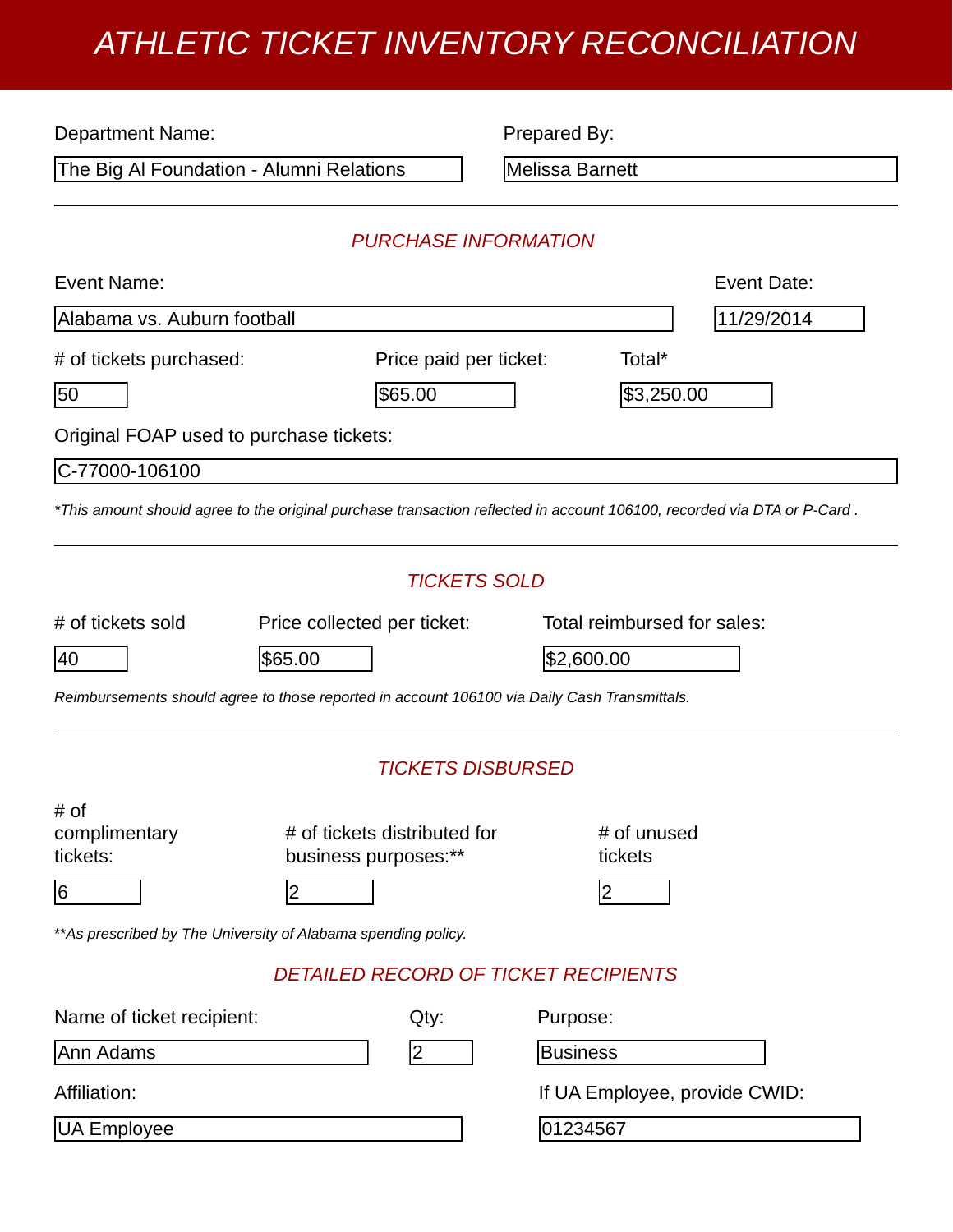# ATHLETIC TICKET INVENTORY RECONCILIATION

Department Name: The Big Al Foundation - Alumni Relations

Prepared By: Melissa Barnett

---

## PURCHASE INFORMATION

Event Name: Alabama vs. Auburn football

Event Date: 11/29/2014

# of tickets purchased: 50

Price paid per ticket: $65.00

Total*: $3,250.00

Original FOAP used to purchase tickets: C-77000-106100

*\*This amount should agree to the original purchase transaction reflected in account 106100, recorded via DTA or P-Card .*

---

## TICKETS SOLD

# of tickets sold: 40

Price collected per ticket: $65.00

Total reimbursed for sales: $2,600.00

*Reimbursements should agree to those reported in account 106100 via Daily Cash Transmittals.*

---

## TICKETS DISBURSED

# of complimentary tickets: 6

# of tickets distributed for business purposes:**: 2

# of unused tickets: 2

*\*\*As prescribed by The University of Alabama spending policy.*

## DETAILED RECORD OF TICKET RECIPIENTS

Name of ticket recipient: Ann Adams

Qty: 2

Purpose: Business

Affiliation: UA Employee

If UA Employee, provide CWID: 01234567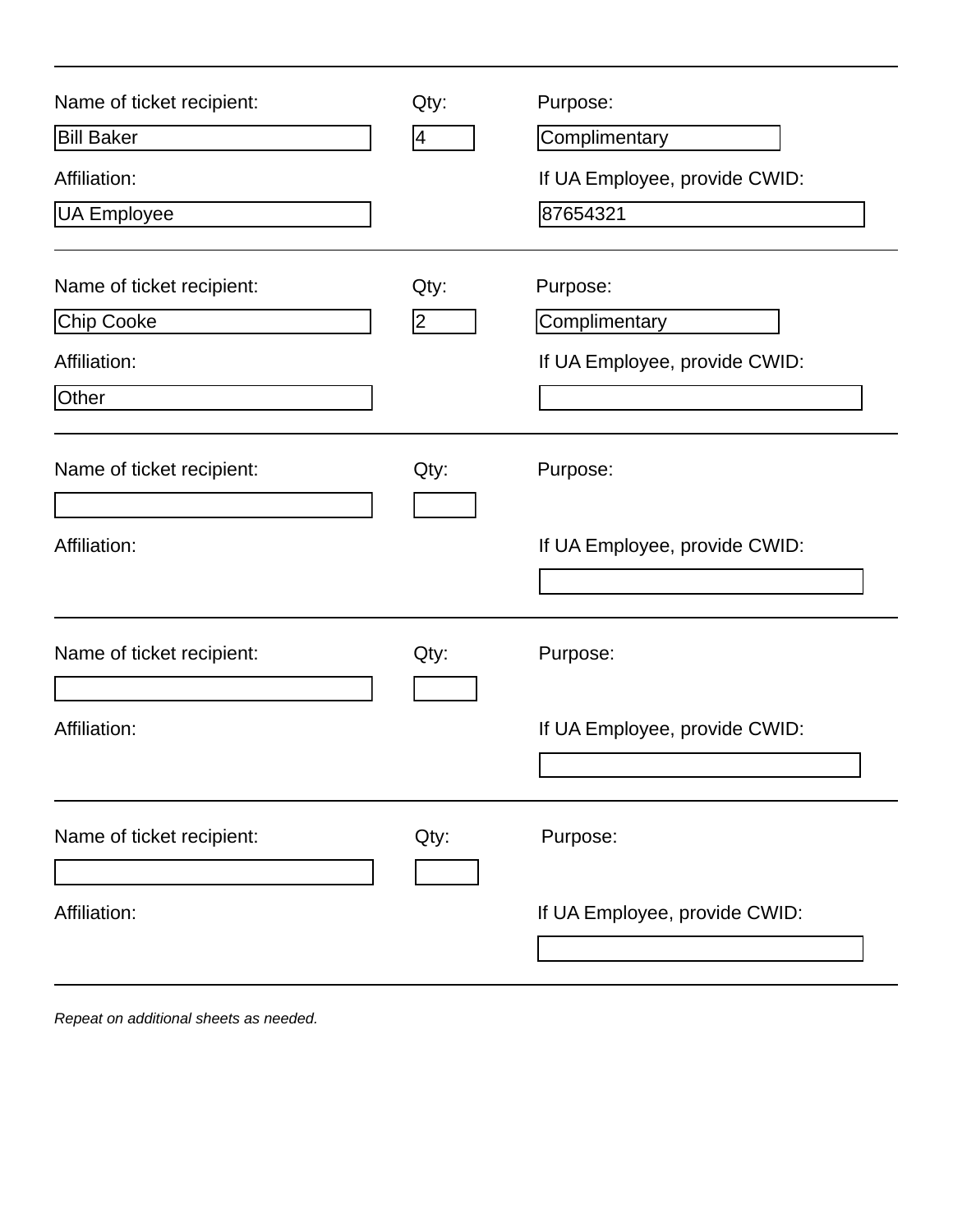Name of ticket recipient: Bill Baker

Qty: 4

Purpose: Complimentary

Affiliation: UA Employee

If UA Employee, provide CWID: 87654321

---

Name of ticket recipient: Chip Cooke

Qty: 2

Purpose: Complimentary

Affiliation: Other

If UA Employee, provide CWID:

---

Name of ticket recipient:

Qty:

Purpose:

Affiliation:

If UA Employee, provide CWID:

---

Name of ticket recipient:

Qty:

Purpose:

Affiliation:

If UA Employee, provide CWID:

---

Name of ticket recipient:

Qty:

Purpose:

Affiliation:

If UA Employee, provide CWID:

---

*Repeat on additional sheets as needed.*